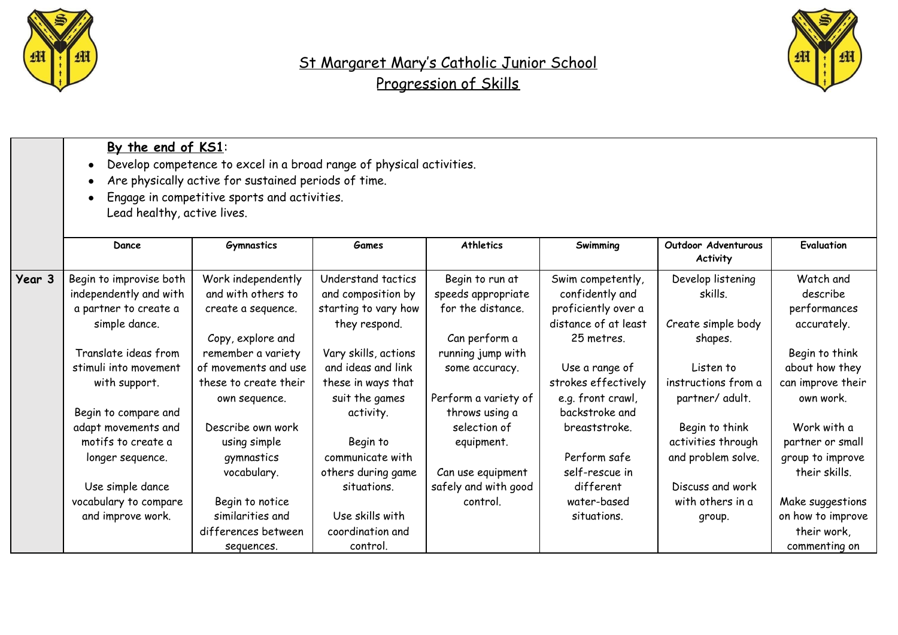# St Margaret Mary's Catholic Junior School
## Progression of Skills

**By the end of KS1**:

- Develop competence to excel in a broad range of physical activities.
- Are physically active for sustained periods of time.
- Engage in competitive sports and activities.
  Lead healthy, active lives.

| | Dance | Gymnastics | Games | Athletics | Swimming | Outdoor Adventurous Activity | Evaluation |
|---|---|---|---|---|---|---|---|
| **Year 3** | Begin to improvise both independently and with a partner to create a simple dance.<br><br>Translate ideas from stimuli into movement with support.<br><br>Begin to compare and adapt movements and motifs to create a longer sequence.<br><br>Use simple dance vocabulary to compare and improve work. | Work independently and with others to create a sequence.<br><br>Copy, explore and remember a variety of movements and use these to create their own sequence.<br><br>Describe own work using simple gymnastics vocabulary.<br><br>Begin to notice similarities and differences between sequences. | Understand tactics and composition by starting to vary how they respond.<br><br>Vary skills, actions and ideas and link these in ways that suit the games activity.<br><br>Begin to communicate with others during game situations.<br><br>Use skills with coordination and control. | Begin to run at speeds appropriate for the distance.<br><br>Can perform a running jump with some accuracy.<br><br>Perform a variety of throws using a selection of equipment.<br><br>Can use equipment safely and with good control. | Swim competently, confidently and proficiently over a distance of at least 25 metres.<br><br>Use a range of strokes effectively e.g. front crawl, backstroke and breaststroke.<br><br>Perform safe self-rescue in different water-based situations. | Develop listening skills.<br><br>Create simple body shapes.<br><br>Listen to instructions from a partner/ adult.<br><br>Begin to think activities through and problem solve.<br><br>Discuss and work with others in a group. | Watch and describe performances accurately.<br><br>Begin to think about how they can improve their own work.<br><br>Work with a partner or small group to improve their skills.<br><br>Make suggestions on how to improve their work, commenting on |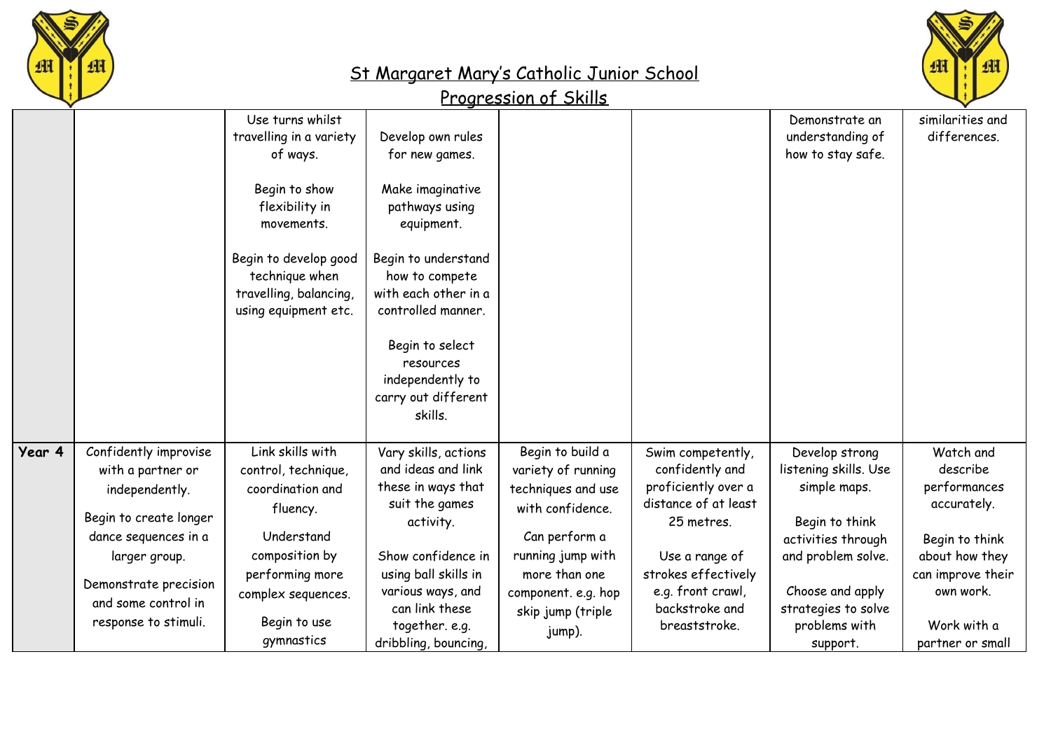# St Margaret Mary's Catholic Junior School

## Progression of Skills

| | | | | | | | |
|---|---|---|---|---|---|---|---|
| | | Use turns whilst travelling in a variety of ways.<br><br>Begin to show flexibility in movements.<br><br>Begin to develop good technique when travelling, balancing, using equipment etc. | Develop own rules for new games.<br><br>Make imaginative pathways using equipment.<br><br>Begin to understand how to compete with each other in a controlled manner.<br><br>Begin to select resources independently to carry out different skills. | | | Demonstrate an understanding of how to stay safe. | similarities and differences. |
| **Year 4** | Confidently improvise with a partner or independently.<br><br>Begin to create longer dance sequences in a larger group.<br><br>Demonstrate precision and some control in response to stimuli. | Link skills with control, technique, coordination and fluency.<br><br>Understand composition by performing more complex sequences.<br><br>Begin to use gymnastics | Vary skills, actions and ideas and link these in ways that suit the games activity.<br><br>Show confidence in using ball skills in various ways, and can link these together. e.g. dribbling, bouncing, | Begin to build a variety of running techniques and use with confidence.<br><br>Can perform a running jump with more than one component. e.g. hop skip jump (triple jump). | Swim competently, confidently and proficiently over a distance of at least 25 metres.<br><br>Use a range of strokes effectively e.g. front crawl, backstroke and breaststroke. | Develop strong listening skills. Use simple maps.<br><br>Begin to think activities through and problem solve.<br><br>Choose and apply strategies to solve problems with support. | Watch and describe performances accurately.<br><br>Begin to think about how they can improve their own work.<br><br>Work with a partner or small |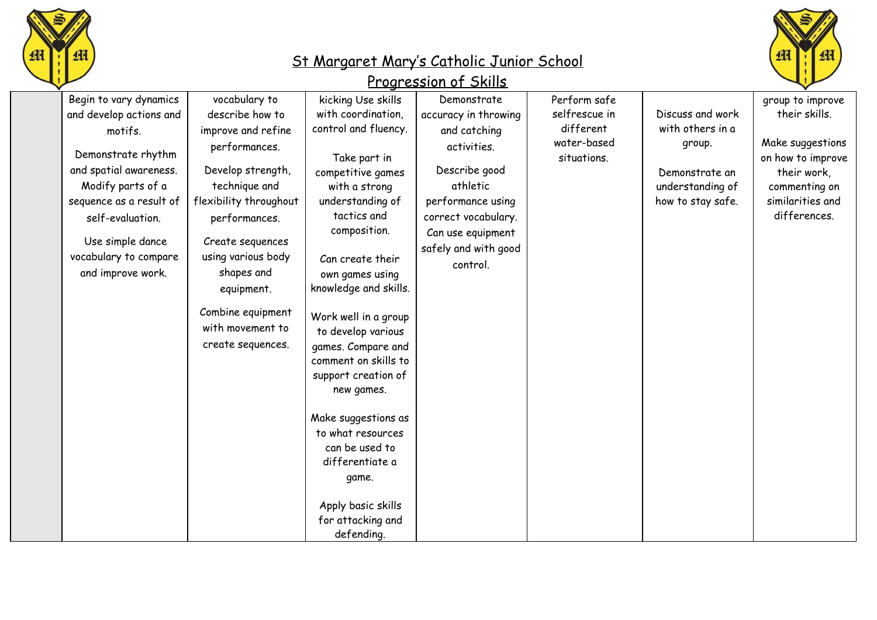# St Margaret Mary's Catholic Junior School

## Progression of Skills

| | | | | | | | |
|---|---|---|---|---|---|---|---|
| | Begin to vary dynamics and develop actions and motifs.<br><br>Demonstrate rhythm and spatial awareness. Modify parts of a sequence as a result of self-evaluation.<br><br>Use simple dance vocabulary to compare and improve work. | vocabulary to describe how to improve and refine performances.<br><br>Develop strength, technique and flexibility throughout performances.<br><br>Create sequences using various body shapes and equipment.<br><br>Combine equipment with movement to create sequences. | kicking Use skills with coordination, control and fluency.<br><br>Take part in competitive games with a strong understanding of tactics and composition.<br><br>Can create their own games using knowledge and skills.<br><br>Work well in a group to develop various games. Compare and comment on skills to support creation of new games.<br><br>Make suggestions as to what resources can be used to differentiate a game.<br><br>Apply basic skills for attacking and defending. | Demonstrate accuracy in throwing and catching activities.<br><br>Describe good athletic performance using correct vocabulary. Can use equipment safely and with good control. | Perform safe selfrescue in different water-based situations. | Discuss and work with others in a group.<br><br>Demonstrate an understanding of how to stay safe. | group to improve their skills.<br><br>Make suggestions on how to improve their work, commenting on similarities and differences. |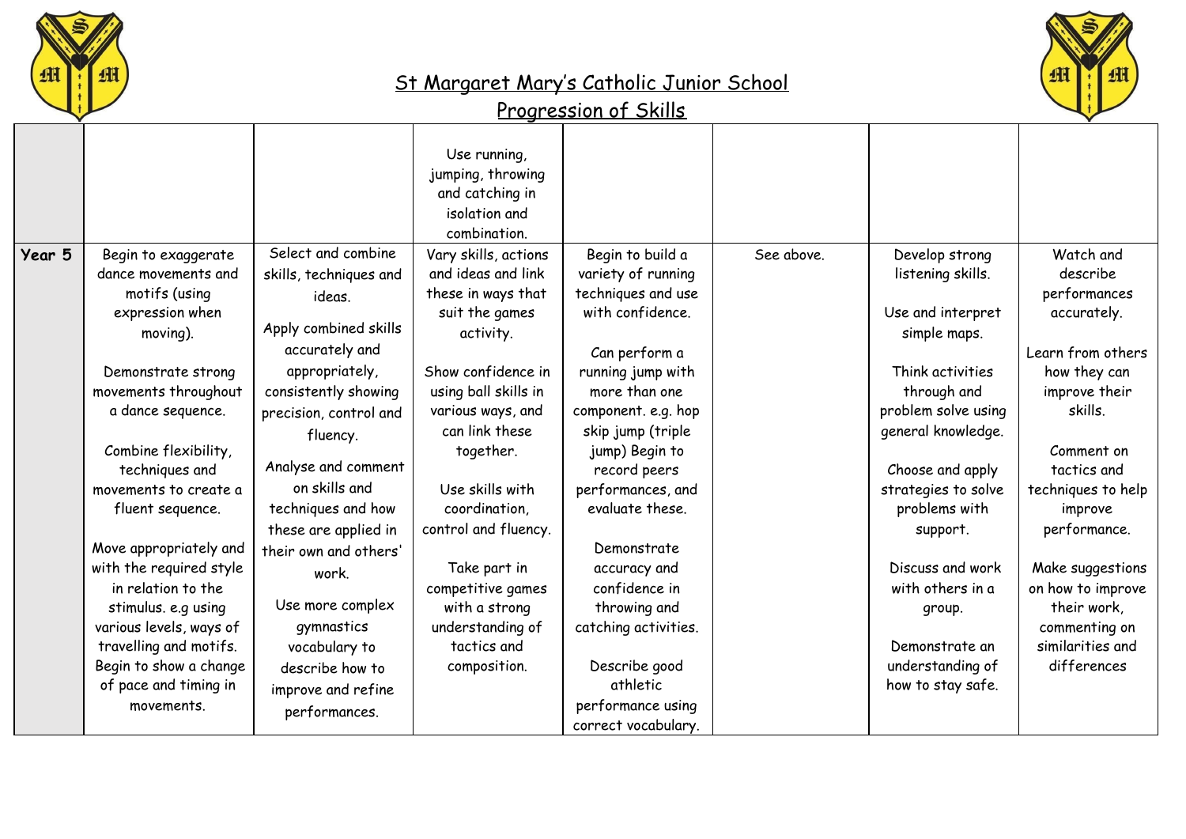# St Margaret Mary's Catholic Junior School

## Progression of Skills

| | | | | | | | |
|---|---|---|---|---|---|---|---|
| | | | Use running, jumping, throwing and catching in isolation and combination. | | | | |
| **Year 5** | Begin to exaggerate dance movements and motifs (using expression when moving).<br><br>Demonstrate strong movements throughout a dance sequence.<br><br>Combine flexibility, techniques and movements to create a fluent sequence.<br><br>Move appropriately and with the required style in relation to the stimulus. e.g using various levels, ways of travelling and motifs. Begin to show a change of pace and timing in movements. | Select and combine skills, techniques and ideas.<br><br>Apply combined skills accurately and appropriately, consistently showing precision, control and fluency.<br><br>Analyse and comment on skills and techniques and how these are applied in their own and others' work.<br><br>Use more complex gymnastics vocabulary to describe how to improve and refine performances. | Vary skills, actions and ideas and link these in ways that suit the games activity.<br><br>Show confidence in using ball skills in various ways, and can link these together.<br><br>Use skills with coordination, control and fluency.<br><br>Take part in competitive games with a strong understanding of tactics and composition. | Begin to build a variety of running techniques and use with confidence.<br><br>Can perform a running jump with more than one component. e.g. hop skip jump (triple jump) Begin to record peers performances, and evaluate these.<br><br>Demonstrate accuracy and confidence in throwing and catching activities.<br><br>Describe good athletic performance using correct vocabulary. | See above. | Develop strong listening skills.<br><br>Use and interpret simple maps.<br><br>Think activities through and problem solve using general knowledge.<br><br>Choose and apply strategies to solve problems with support.<br><br>Discuss and work with others in a group.<br><br>Demonstrate an understanding of how to stay safe. | Watch and describe performances accurately.<br><br>Learn from others how they can improve their skills.<br><br>Comment on tactics and techniques to help improve performance.<br><br>Make suggestions on how to improve their work, commenting on similarities and differences |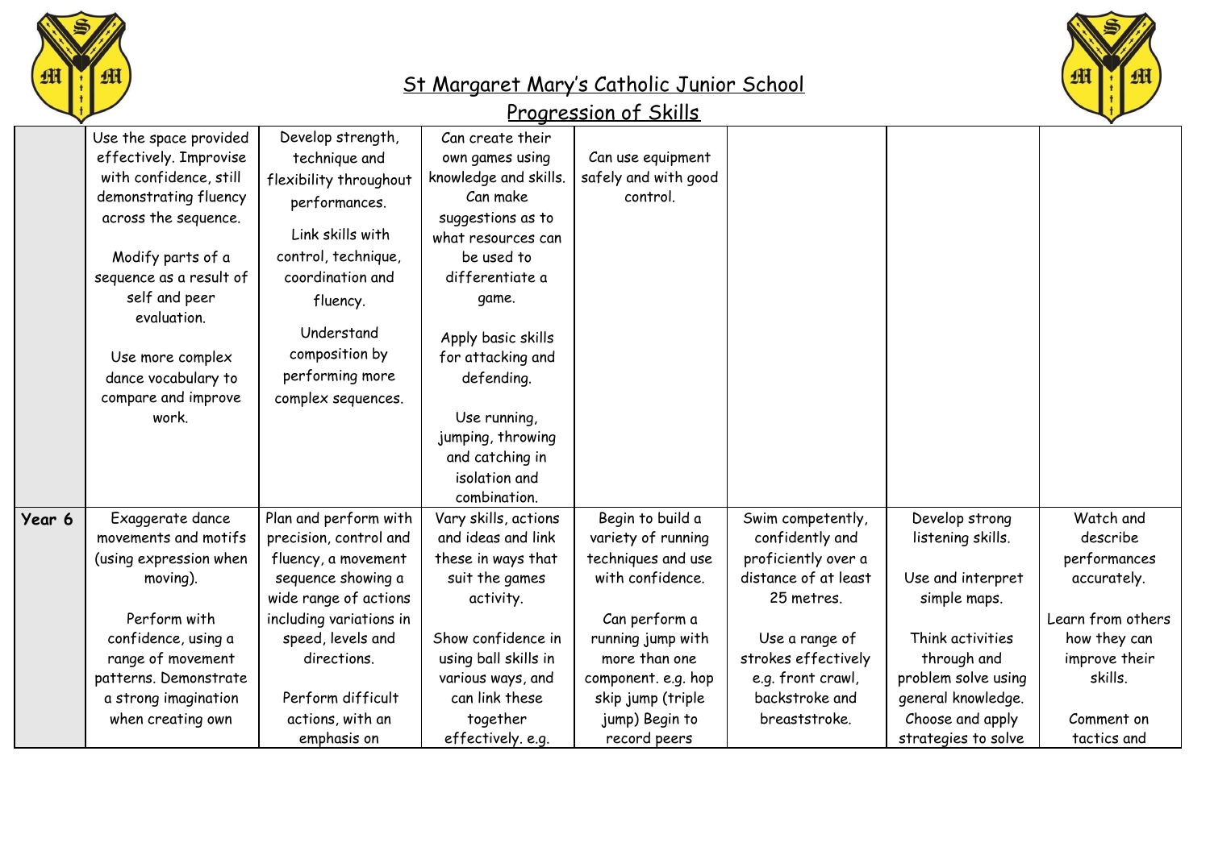# St Margaret Mary's Catholic Junior School

## Progression of Skills

| | | | | | | | |
|---|---|---|---|---|---|---|---|
| | Use the space provided effectively. Improvise with confidence, still demonstrating fluency across the sequence.<br><br>Modify parts of a sequence as a result of self and peer evaluation.<br><br>Use more complex dance vocabulary to compare and improve work. | Develop strength, technique and flexibility throughout performances.<br><br>Link skills with control, technique, coordination and fluency.<br><br>Understand composition by performing more complex sequences. | Can create their own games using knowledge and skills. Can make suggestions as to what resources can be used to differentiate a game.<br><br>Apply basic skills for attacking and defending.<br><br>Use running, jumping, throwing and catching in isolation and combination. | Can use equipment safely and with good control. | | | |
| **Year 6** | Exaggerate dance movements and motifs (using expression when moving).<br><br>Perform with confidence, using a range of movement patterns. Demonstrate a strong imagination when creating own | Plan and perform with precision, control and fluency, a movement sequence showing a wide range of actions including variations in speed, levels and directions.<br><br>Perform difficult actions, with an emphasis on | Vary skills, actions and ideas and link these in ways that suit the games activity.<br><br>Show confidence in using ball skills in various ways, and can link these together effectively. e.g. | Begin to build a variety of running techniques and use with confidence.<br><br>Can perform a running jump with more than one component. e.g. hop skip jump (triple jump) Begin to record peers | Swim competently, confidently and proficiently over a distance of at least 25 metres.<br><br>Use a range of strokes effectively e.g. front crawl, backstroke and breaststroke. | Develop strong listening skills.<br><br>Use and interpret simple maps.<br><br>Think activities through and problem solve using general knowledge. Choose and apply strategies to solve | Watch and describe performances accurately.<br><br>Learn from others how they can improve their skills.<br><br>Comment on tactics and |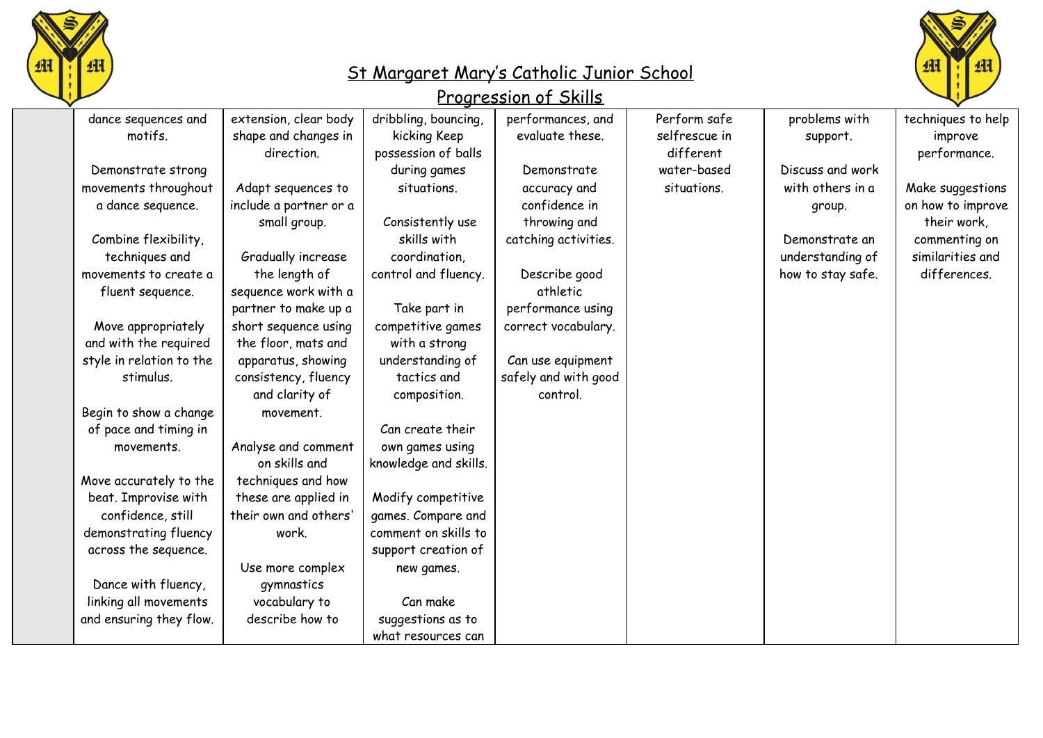# St Margaret Mary's Catholic Junior School

## Progression of Skills

| | | | | | | | |
|---|---|---|---|---|---|---|---|
| | dance sequences and motifs.<br><br>Demonstrate strong movements throughout a dance sequence.<br><br>Combine flexibility, techniques and movements to create a fluent sequence.<br><br>Move appropriately and with the required style in relation to the stimulus.<br><br>Begin to show a change of pace and timing in movements.<br><br>Move accurately to the beat. Improvise with confidence, still demonstrating fluency across the sequence.<br><br>Dance with fluency, linking all movements and ensuring they flow. | extension, clear body shape and changes in direction.<br><br>Adapt sequences to include a partner or a small group.<br><br>Gradually increase the length of sequence work with a partner to make up a short sequence using the floor, mats and apparatus, showing consistency, fluency and clarity of movement.<br><br>Analyse and comment on skills and techniques and how these are applied in their own and others' work.<br><br>Use more complex gymnastics vocabulary to describe how to | dribbling, bouncing, kicking Keep possession of balls during games situations.<br><br>Consistently use skills with coordination, control and fluency.<br><br>Take part in competitive games with a strong understanding of tactics and composition.<br><br>Can create their own games using knowledge and skills.<br><br>Modify competitive games. Compare and comment on skills to support creation of new games.<br><br>Can make suggestions as to what resources can | performances, and evaluate these.<br><br>Demonstrate accuracy and confidence in throwing and catching activities.<br><br>Describe good athletic performance using correct vocabulary.<br><br>Can use equipment safely and with good control. | Perform safe selfrescue in different water-based situations. | problems with support.<br><br>Discuss and work with others in a group.<br><br>Demonstrate an understanding of how to stay safe. | techniques to help improve performance.<br><br>Make suggestions on how to improve their work, commenting on similarities and differences. |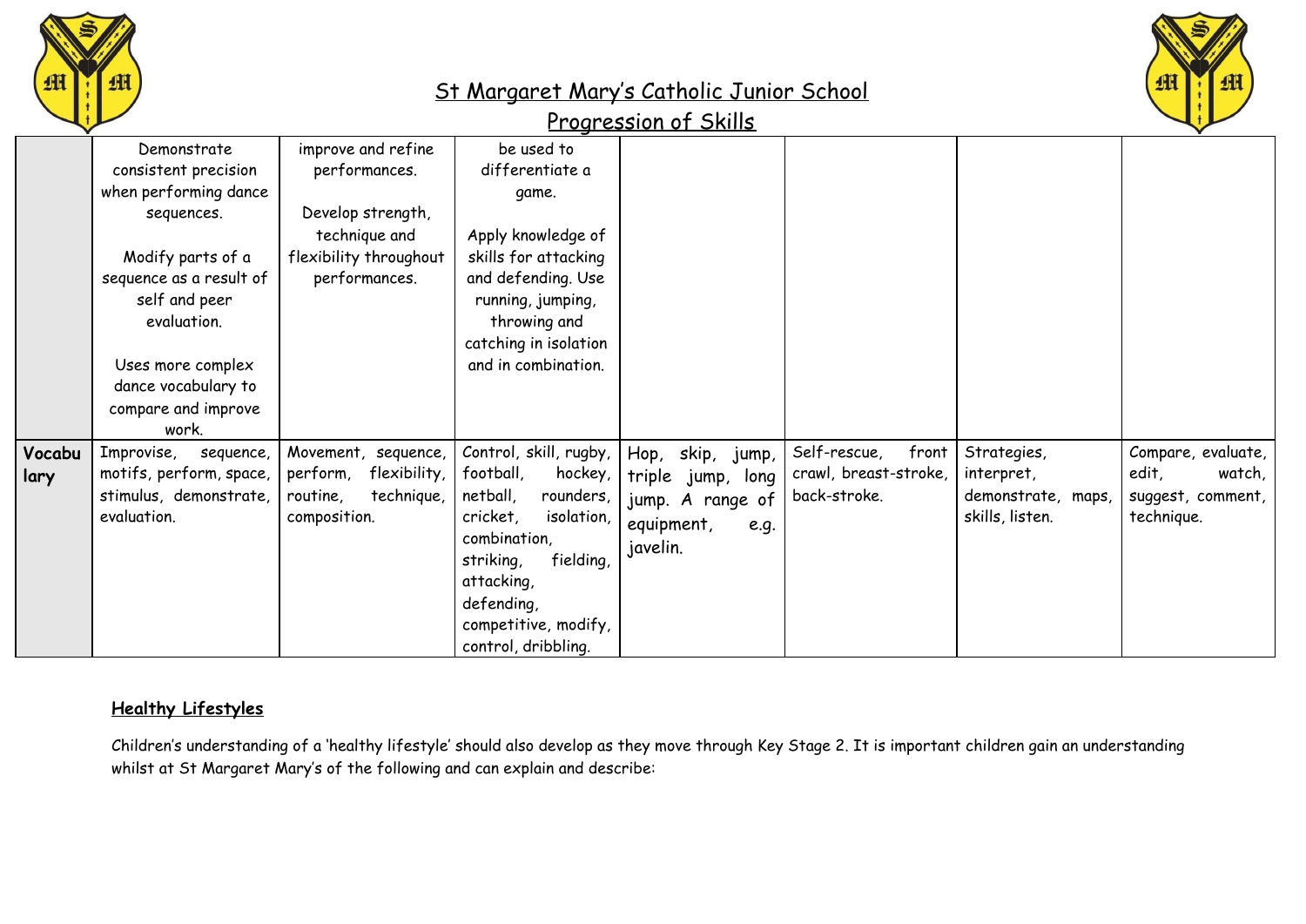# St Margaret Mary's Catholic Junior School

## Progression of Skills

| | | | | | | | |
|---|---|---|---|---|---|---|---|
| | Demonstrate consistent precision when performing dance sequences.<br><br>Modify parts of a sequence as a result of self and peer evaluation.<br><br>Uses more complex dance vocabulary to compare and improve work. | improve and refine performances.<br><br>Develop strength, technique and flexibility throughout performances. | be used to differentiate a game.<br><br>Apply knowledge of skills for attacking and defending. Use running, jumping, throwing and catching in isolation and in combination. | | | | |
| **Vocabulary** | Improvise, sequence, motifs, perform, space, stimulus, demonstrate, evaluation. | Movement, sequence, perform, flexibility, routine, technique, composition. | Control, skill, rugby, football, hockey, netball, rounders, cricket, isolation, combination, striking, fielding, attacking, defending, competitive, modify, control, dribbling. | Hop, skip, jump, triple jump, long jump. A range of equipment, e.g. javelin. | Self-rescue, front crawl, breast-stroke, back-stroke. | Strategies, interpret, demonstrate, maps, skills, listen. | Compare, evaluate, edit, watch, suggest, comment, technique. |

**Healthy Lifestyles**

Children's understanding of a 'healthy lifestyle' should also develop as they move through Key Stage 2. It is important children gain an understanding whilst at St Margaret Mary's of the following and can explain and describe: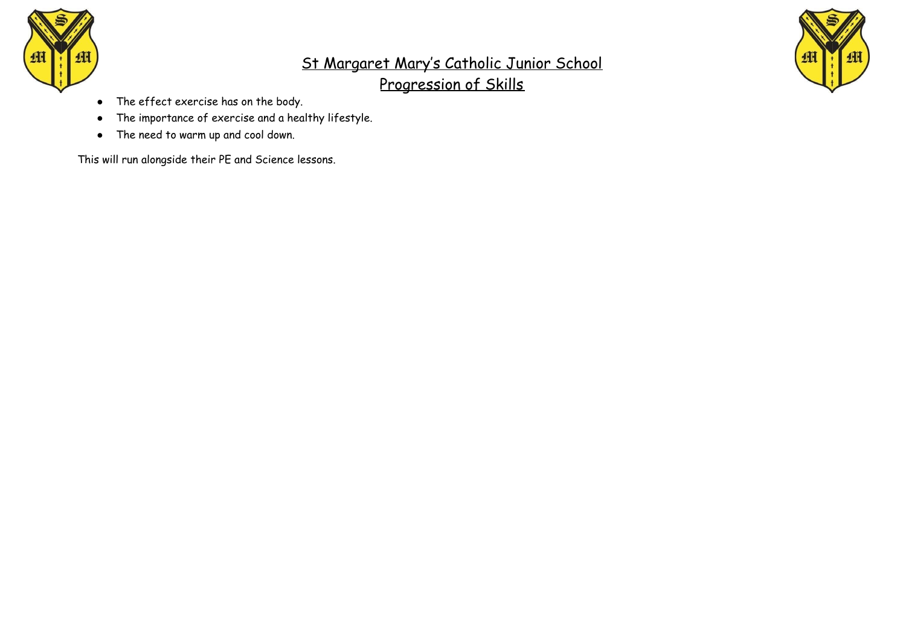- The effect exercise has on the body.
- The importance of exercise and a healthy lifestyle.
- The need to warm up and cool down.

This will run alongside their PE and Science lessons.